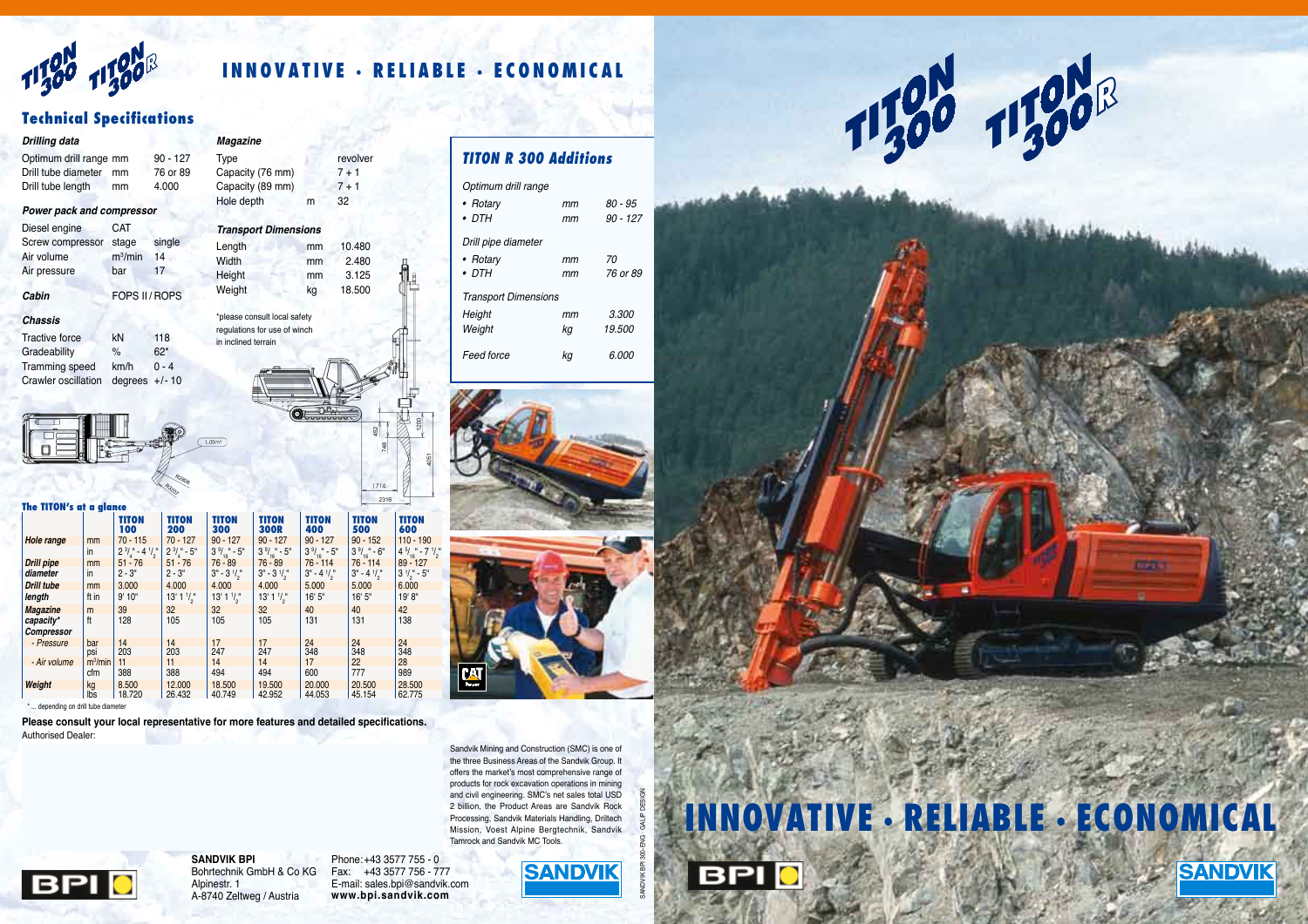# INNOVATIVE · RELIABLE · ECONOMICAL

## Technical Specifications

### Drilling data

| | | |
|---|---|---|
| Optimum drill range | mm | 90 - 127 |
| Drill tube diameter | mm | 76 or 89 |
| Drill tube length | mm | 4.000 |

### Power pack and compressor

| | | |
|---|---|---|
| Diesel engine | CAT | |
| Screw compressor | stage | single |
| Air volume | $m^3$/min | 14 |
| Air pressure | bar | 17 |

### Cabin

FOPS II / ROPS

### Chassis

| | | |
|---|---|---|
| Tractive force | kN | 118 |
| Gradeability | % | 62* |
| Tramming speed | km/h | 0 - 4 |
| Crawler oscillation | degrees | +/- 10 |

### Magazine

| | | |
|---|---|---|
| Type | | revolver |
| Capacity (76 mm) | | 7 + 1 |
| Capacity (89 mm) | | 7 + 1 |
| Hole depth | m | 32 |

### Transport Dimensions

| | | |
|---|---|---|
| Length | mm | 10.480 |
| Width | mm | 2.480 |
| Height | mm | 3.125 |
| Weight | kg | 18.500 |

*please consult local safety regulations for use of winch in inclined terrain

### TITON R 300 Additions

| | | |
|---|---|---|
| *Optimum drill range* | | |
| • Rotary | mm | 80 - 95 |
| • DTH | mm | 90 - 127 |
| *Drill pipe diameter* | | |
| • Rotary | mm | 70 |
| • DTH | mm | 76 or 89 |
| *Transport Dimensions* | | |
| Height | mm | 3.300 |
| Weight | kg | 19.500 |
| Feed force | kg | 6.000 |

### The TITON's at a glance

| | | TITON 100 | TITON 200 | TITON 300 | TITON 300R | TITON 400 | TITON 500 | TITON 600 |
|---|---|---|---|---|---|---|---|---|
| **Hole range** | mm | 70 - 115 | 70 - 127 | 90 - 127 | 90 - 127 | 90 - 127 | 90 - 152 | 110 - 190 |
| | in | 2 3/4" - 4 1/2" | 2 3/4" - 5" | 3 9/16" - 5" | 3 9/16" - 5" | 3 9/16" - 5" | 3 9/16" - 6" | 4 5/16" - 7 1/2" |
| **Drill pipe diameter** | mm | 51 - 76 | 51 - 76 | 76 - 89 | 76 - 89 | 76 - 114 | 76 - 114 | 89 - 127 |
| | in | 2 - 3" | 2 - 3" | 3" - 3 1/2" | 3" - 3 1/2" | 3" - 4 1/2" | 3" - 4 1/2" | 3 1/2" - 5" |
| **Drill tube length** | mm | 3.000 | 4.000 | 4.000 | 4.000 | 5.000 | 5.000 | 6.000 |
| | ft in | 9' 10" | 13' 1 1/2" | 13' 1 1/2" | 13' 1 1/2" | 16' 5" | 16' 5" | 19' 8" |
| **Magazine capacity*** | m | 39 | 32 | 32 | 32 | 40 | 40 | 42 |
| | ft | 128 | 105 | 105 | 105 | 131 | 131 | 138 |
| **Compressor** | | | | | | | | |
| - Pressure | bar | 14 | 14 | 17 | 17 | 24 | 24 | 24 |
| | psi | 203 | 203 | 247 | 247 | 348 | 348 | 348 |
| - Air volume | $m^3$/min | 11 | 11 | 14 | 14 | 17 | 22 | 28 |
| | cfm | 388 | 388 | 494 | 494 | 600 | 777 | 989 |
| **Weight** | kg | 8.500 | 12.000 | 18.500 | 19.500 | 20.000 | 20.500 | 28.500 |
| | lbs | 18.720 | 26.432 | 40.749 | 42.952 | 44.053 | 45.154 | 62.775 |

* ... depending on drill tube diameter

**Please consult your local representative for more features and detailed specifications.**

Authorised Dealer:

Sandvik Mining and Construction (SMC) is one of the three Business Areas of the Sandvik Group. It offers the market's most comprehensive range of products for rock excavation operations in mining and civil engineering. SMC's net sales total USD 2 billion, the Product Areas are Sandvik Rock Processing, Sandvik Materials Handling, Driltech Mission, Voest Alpine Bergtechnik, Sandvik Tamrock and Sandvik MC Tools.

**SANDVIK BPI**
Bohrtechnik GmbH & Co KG
Alpinestr. 1
A-8740 Zeltweg / Austria

Phone: +43 3577 755 - 0
Fax: +43 3577 756 - 777
E-mail: sales.bpi@sandvik.com
**www.bpi.sandvik.com**

SANDVIK BPI 300-ENG · GALIP DESIGN

# TITON 300 TITON 300R

# INNOVATIVE · RELIABLE · ECONOMICAL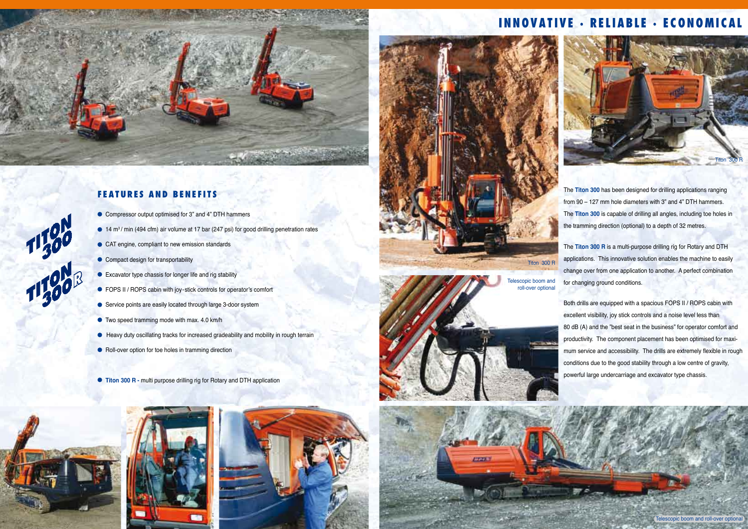# INNOVATIVE · RELIABLE · ECONOMICAL

TITON 300

TITON 300R

## FEATURES AND BENEFITS

- Compressor output optimised for 3" and 4" DTH hammers
- 14 m³/ min (494 cfm) air volume at 17 bar (247 psi) for good drilling penetration rates
- CAT engine, compliant to new emission standards
- Compact design for transportability
- Excavator type chassis for longer life and rig stability
- FOPS II / ROPS cabin with joy-stick controls for operator's comfort
- Service points are easily located through large 3-door system
- Two speed tramming mode with max. 4.0 km/h
- Heavy duty oscillating tracks for increased gradeability and mobility in rough terrain
- Roll-over option for toe holes in tramming direction

- **Titon 300 R** - multi purpose drilling rig for Rotary and DTH application

Titon 300 R

Telescopic boom and roll-over optional

Titon 300 R

The **Titon 300** has been designed for drilling applications ranging from 90 – 127 mm hole diameters with 3" and 4" DTH hammers. The **Titon 300** is capable of drilling all angles, including toe holes in the tramming direction (optional) to a depth of 32 metres.

The **Titon 300 R** is a multi-purpose drilling rig for Rotary and DTH applications. This innovative solution enables the machine to easily change over from one application to another. A perfect combination for changing ground conditions.

Both drills are equipped with a spacious FOPS II / ROPS cabin with excellent visibility, joy stick controls and a noise level less than 80 dB (A) and the "best seat in the business" for operator comfort and productivity. The component placement has been optimised for maximum service and accessibility. The drills are extremely flexible in rough conditions due to the good stability through a low centre of gravity, powerful large undercarriage and excavator type chassis.

Telescopic boom and roll-over optional